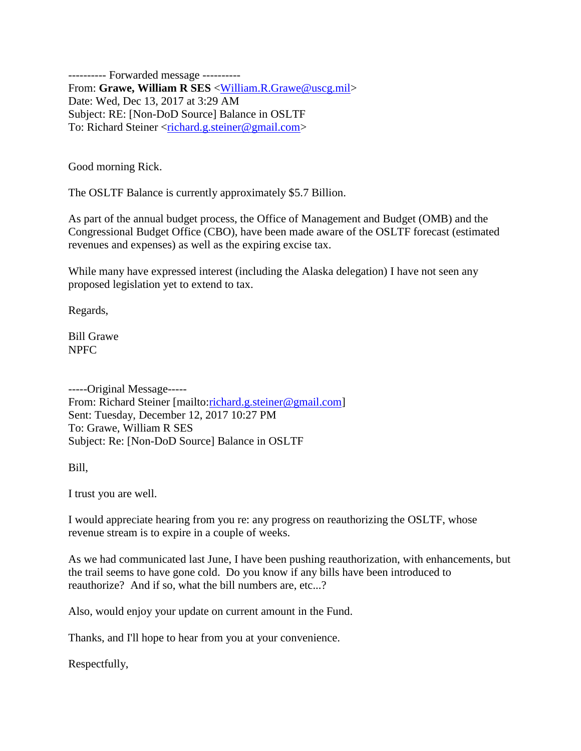---------- Forwarded message ----------
From: **Grawe, William R SES** <William.R.Grawe@uscg.mil>
Date: Wed, Dec 13, 2017 at 3:29 AM
Subject: RE: [Non-DoD Source] Balance in OSLTF
To: Richard Steiner <richard.g.steiner@gmail.com>

Good morning Rick.

The OSLTF Balance is currently approximately $5.7 Billion.

As part of the annual budget process, the Office of Management and Budget (OMB) and the Congressional Budget Office (CBO), have been made aware of the OSLTF forecast (estimated revenues and expenses) as well as the expiring excise tax.

While many have expressed interest (including the Alaska delegation) I have not seen any proposed legislation yet to extend to tax.

Regards,

Bill Grawe
NPFC

-----Original Message-----
From: Richard Steiner [mailto:richard.g.steiner@gmail.com]
Sent: Tuesday, December 12, 2017 10:27 PM
To: Grawe, William R SES
Subject: Re: [Non-DoD Source] Balance in OSLTF

Bill,

I trust you are well.

I would appreciate hearing from you re: any progress on reauthorizing the OSLTF, whose revenue stream is to expire in a couple of weeks.

As we had communicated last June, I have been pushing reauthorization, with enhancements, but the trail seems to have gone cold. Do you know if any bills have been introduced to reauthorize? And if so, what the bill numbers are, etc...?

Also, would enjoy your update on current amount in the Fund.

Thanks, and I'll hope to hear from you at your convenience.

Respectfully,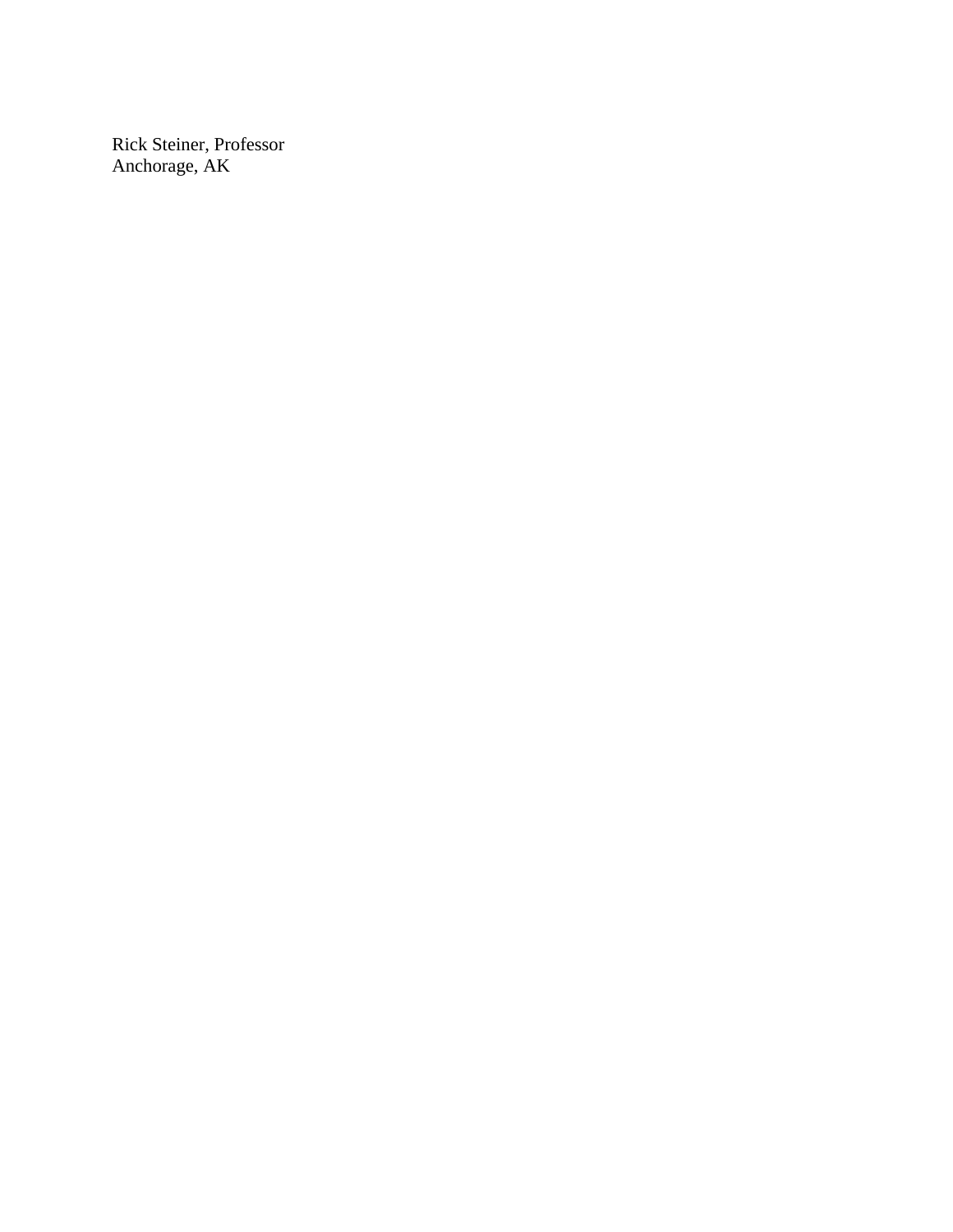Rick Steiner, Professor
Anchorage, AK